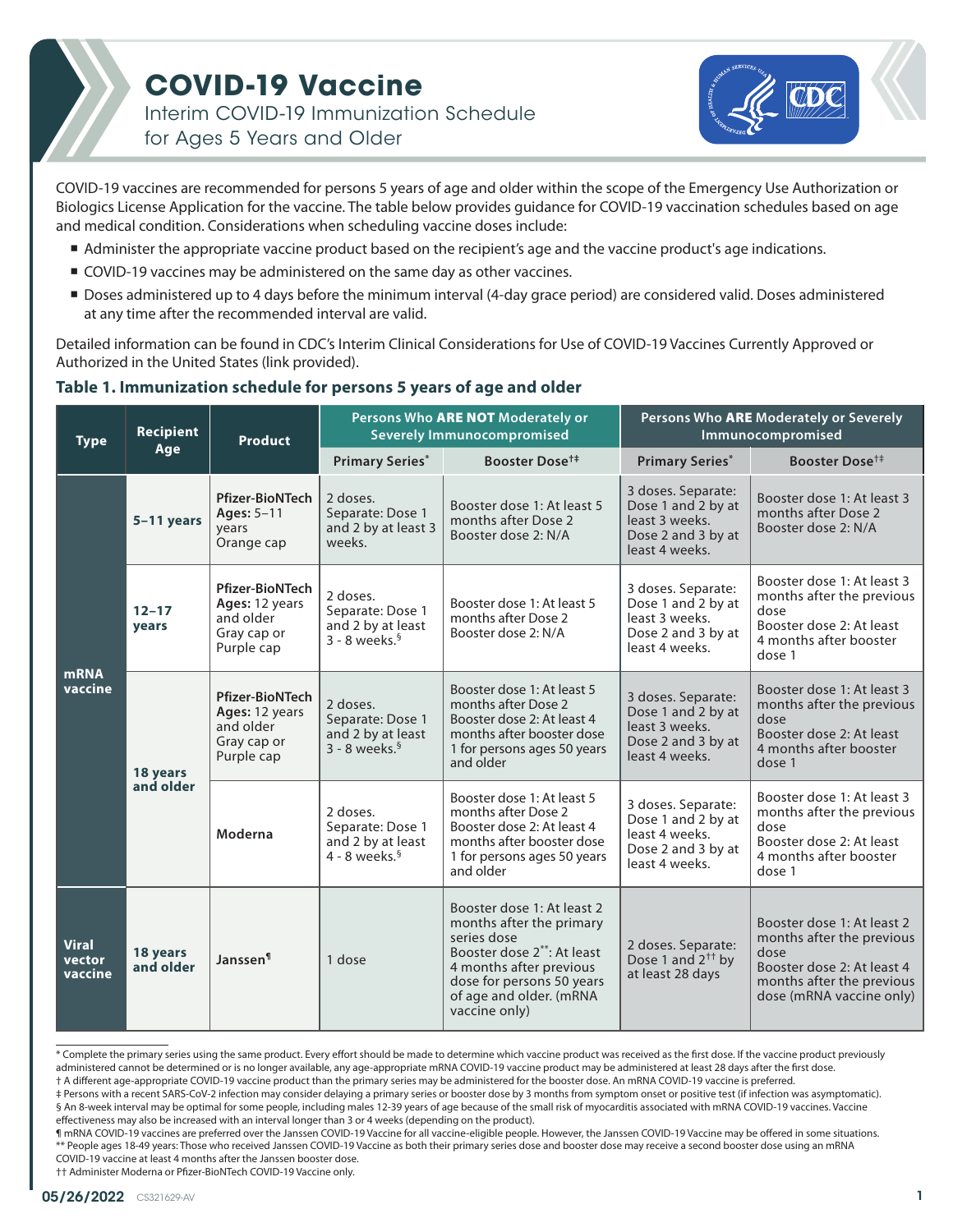# COVID-19 Vaccine

## Interim COVID-19 Immunization Schedule for Ages 5 Years and Older

COVID-19 vaccines are recommended for persons 5 years of age and older within the scope of the Emergency Use Authorization or Biologics License Application for the vaccine. The table below provides guidance for COVID-19 vaccination schedules based on age and medical condition. Considerations when scheduling vaccine doses include:

- Administer the appropriate vaccine product based on the recipient's age and the vaccine product's age indications.
- COVID-19 vaccines may be administered on the same day as other vaccines.
- Doses administered up to 4 days before the minimum interval (4-day grace period) are considered valid. Doses administered at any time after the recommended interval are valid.

Detailed information can be found in CDC's Interim Clinical Considerations for Use of COVID-19 Vaccines Currently Approved or Authorized in the United States (link provided).

### Table 1. Immunization schedule for persons 5 years of age and older

| Type | Recipient Age | Product | Persons Who **ARE NOT** Moderately or Severely Immunocompromised | | Persons Who **ARE** Moderately or Severely Immunocompromised | |
|---|---|---|---|---|---|---|
| | | | Primary Series* | Booster Dose†‡ | Primary Series* | Booster Dose†‡ |
| mRNA vaccine | 5–11 years | **Pfizer-BioNTech** **Ages:** 5–11 years Orange cap | 2 doses. Separate: Dose 1 and 2 by at least 3 weeks. | Booster dose 1: At least 5 months after Dose 2 Booster dose 2: N/A | 3 doses. Separate: Dose 1 and 2 by at least 3 weeks. Dose 2 and 3 by at least 4 weeks. | Booster dose 1: At least 3 months after Dose 2 Booster dose 2: N/A |
| | 12–17 years | **Pfizer-BioNTech** **Ages:** 12 years and older Gray cap or Purple cap | 2 doses. Separate: Dose 1 and 2 by at least 3 - 8 weeks.§ | Booster dose 1: At least 5 months after Dose 2 Booster dose 2: N/A | 3 doses. Separate: Dose 1 and 2 by at least 3 weeks. Dose 2 and 3 by at least 4 weeks. | Booster dose 1: At least 3 months after the previous dose Booster dose 2: At least 4 months after booster dose 1 |
| | 18 years and older | **Pfizer-BioNTech** **Ages:** 12 years and older Gray cap or Purple cap | 2 doses. Separate: Dose 1 and 2 by at least 3 - 8 weeks.§ | Booster dose 1: At least 5 months after Dose 2 Booster dose 2: At least 4 months after booster dose 1 for persons ages 50 years and older | 3 doses. Separate: Dose 1 and 2 by at least 3 weeks. Dose 2 and 3 by at least 4 weeks. | Booster dose 1: At least 3 months after the previous dose Booster dose 2: At least 4 months after booster dose 1 |
| | | **Moderna** | 2 doses. Separate: Dose 1 and 2 by at least 4 - 8 weeks.§ | Booster dose 1: At least 5 months after Dose 2 Booster dose 2: At least 4 months after booster dose 1 for persons ages 50 years and older | 3 doses. Separate: Dose 1 and 2 by at least 4 weeks. Dose 2 and 3 by at least 4 weeks. | Booster dose 1: At least 3 months after the previous dose Booster dose 2: At least 4 months after booster dose 1 |
| Viral vector vaccine | 18 years and older | **Janssen¶** | 1 dose | Booster dose 1: At least 2 months after the primary series dose Booster dose 2**: At least 4 months after previous dose for persons 50 years of age and older. (mRNA vaccine only) | 2 doses. Separate: Dose 1 and 2†† by at least 28 days | Booster dose 1: At least 2 months after the previous dose Booster dose 2: At least 4 months after the previous dose (mRNA vaccine only) |

\* Complete the primary series using the same product. Every effort should be made to determine which vaccine product was received as the first dose. If the vaccine product previously administered cannot be determined or is no longer available, any age-appropriate mRNA COVID-19 vaccine product may be administered at least 28 days after the first dose.

† A different age-appropriate COVID-19 vaccine product than the primary series may be administered for the booster dose. An mRNA COVID-19 vaccine is preferred.

‡ Persons with a recent SARS-CoV-2 infection may consider delaying a primary series or booster dose by 3 months from symptom onset or positive test (if infection was asymptomatic).

§ An 8-week interval may be optimal for some people, including males 12-39 years of age because of the small risk of myocarditis associated with mRNA COVID-19 vaccines. Vaccine effectiveness may also be increased with an interval longer than 3 or 4 weeks (depending on the product).

¶ mRNA COVID-19 vaccines are preferred over the Janssen COVID-19 Vaccine for all vaccine-eligible people. However, the Janssen COVID-19 Vaccine may be offered in some situations.

** People ages 18-49 years: Those who received Janssen COVID-19 Vaccine as both their primary series dose and booster dose may receive a second booster dose using an mRNA COVID-19 vaccine at least 4 months after the Janssen booster dose.

†† Administer Moderna or Pfizer-BioNTech COVID-19 Vaccine only.

05/26/2022 CS321629-AV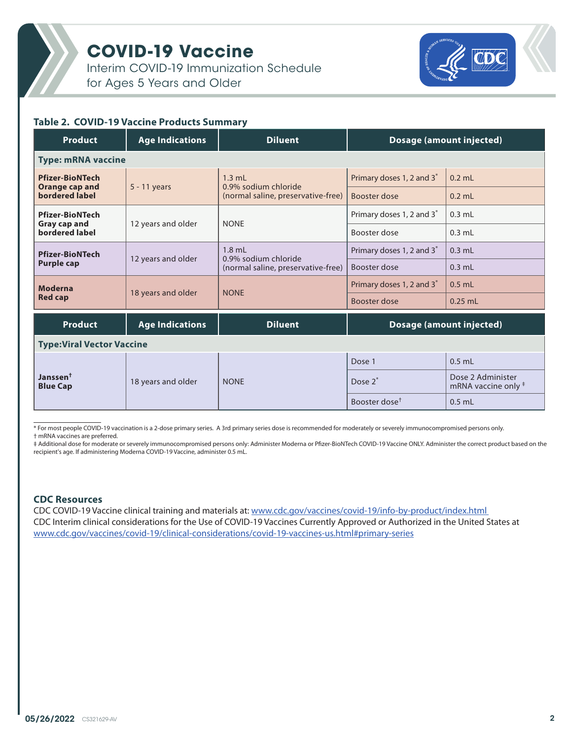# COVID-19 Vaccine

Interim COVID-19 Immunization Schedule for Ages 5 Years and Older

### Table 2. COVID-19 Vaccine Products Summary

| Product | Age Indications | Diluent | Dosage (amount injected) | |
|---|---|---|---|---|
| **Type: mRNA vaccine** | | | | |
| **Pfizer-BioNTech Orange cap and bordered label** | 5 - 11 years | 1.3 mL 0.9% sodium chloride (normal saline, preservative-free) | Primary doses 1, 2 and 3* | 0.2 mL |
| | | | Booster dose | 0.2 mL |
| **Pfizer-BioNTech Gray cap and bordered label** | 12 years and older | NONE | Primary doses 1, 2 and 3* | 0.3 mL |
| | | | Booster dose | 0.3 mL |
| **Pfizer-BioNTech Purple cap** | 12 years and older | 1.8 mL 0.9% sodium chloride (normal saline, preservative-free) | Primary doses 1, 2 and 3* | 0.3 mL |
| | | | Booster dose | 0.3 mL |
| **Moderna Red cap** | 18 years and older | NONE | Primary doses 1, 2 and 3* | 0.5 mL |
| | | | Booster dose | 0.25 mL |

| Product | Age Indications | Diluent | Dosage (amount injected) | |
|---|---|---|---|---|
| **Type:Viral Vector Vaccine** | | | | |
| **Janssen† Blue Cap** | 18 years and older | NONE | Dose 1 | 0.5 mL |
| | | | Dose 2* | Dose 2 Administer mRNA vaccine only ‡ |
| | | | Booster dose† | 0.5 mL |

\* For most people COVID-19 vaccination is a 2-dose primary series. A 3rd primary series dose is recommended for moderately or severely immunocompromised persons only.

† mRNA vaccines are preferred.

‡ Additional dose for moderate or severely immunocompromised persons only: Administer Moderna or Pfizer-BioNTech COVID-19 Vaccine ONLY. Administer the correct product based on the recipient's age. If administering Moderna COVID-19 Vaccine, administer 0.5 mL.

### CDC Resources

CDC COVID-19 Vaccine clinical training and materials at: [www.cdc.gov/vaccines/covid-19/info-by-product/index.html](www.cdc.gov/vaccines/covid-19/info-by-product/index.html)

CDC Interim clinical considerations for the Use of COVID-19 Vaccines Currently Approved or Authorized in the United States at [www.cdc.gov/vaccines/covid-19/clinical-considerations/covid-19-vaccines-us.html#primary-series](www.cdc.gov/vaccines/covid-19/clinical-considerations/covid-19-vaccines-us.html#primary-series)

05/26/2022 CS321629-AV